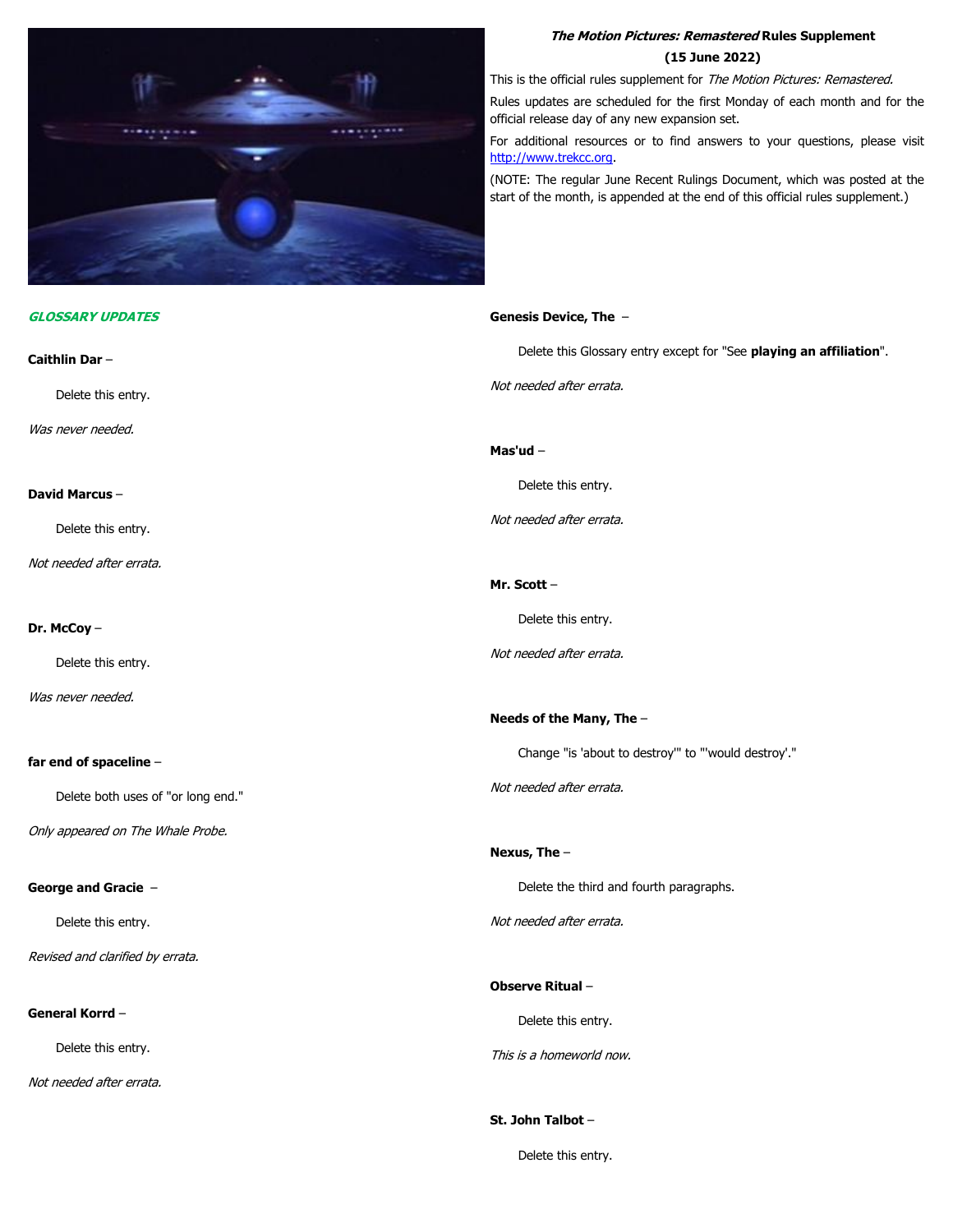***The Motion Pictures: Remastered* Rules Supplement**

**(15 June 2022)**

This is the official rules supplement for *The Motion Pictures: Remastered.*

Rules updates are scheduled for the first Monday of each month and for the official release day of any new expansion set.

For additional resources or to find answers to your questions, please visit http://www.trekcc.org.

(NOTE: The regular June Recent Rulings Document, which was posted at the start of the month, is appended at the end of this official rules supplement.)

## GLOSSARY UPDATES

**Caithlin Dar** –

Delete this entry.

*Was never needed.*

**David Marcus** –

Delete this entry.

*Not needed after errata.*

**Dr. McCoy** –

Delete this entry.

*Was never needed.*

**far end of spaceline** –

Delete both uses of "or long end."

*Only appeared on The Whale Probe.*

**George and Gracie** –

Delete this entry.

*Revised and clarified by errata.*

**General Korrd** –

Delete this entry.

*Not needed after errata.*

**Genesis Device, The** –

Delete this Glossary entry except for "See **playing an affiliation**".

*Not needed after errata.*

**Mas'ud** –

Delete this entry.

*Not needed after errata.*

**Mr. Scott** –

Delete this entry.

*Not needed after errata.*

**Needs of the Many, The** –

Change "is 'about to destroy'" to "'would destroy'."

*Not needed after errata.*

**Nexus, The** –

Delete the third and fourth paragraphs.

*Not needed after errata.*

**Observe Ritual** –

Delete this entry.

*This is a homeworld now.*

**St. John Talbot** –

Delete this entry.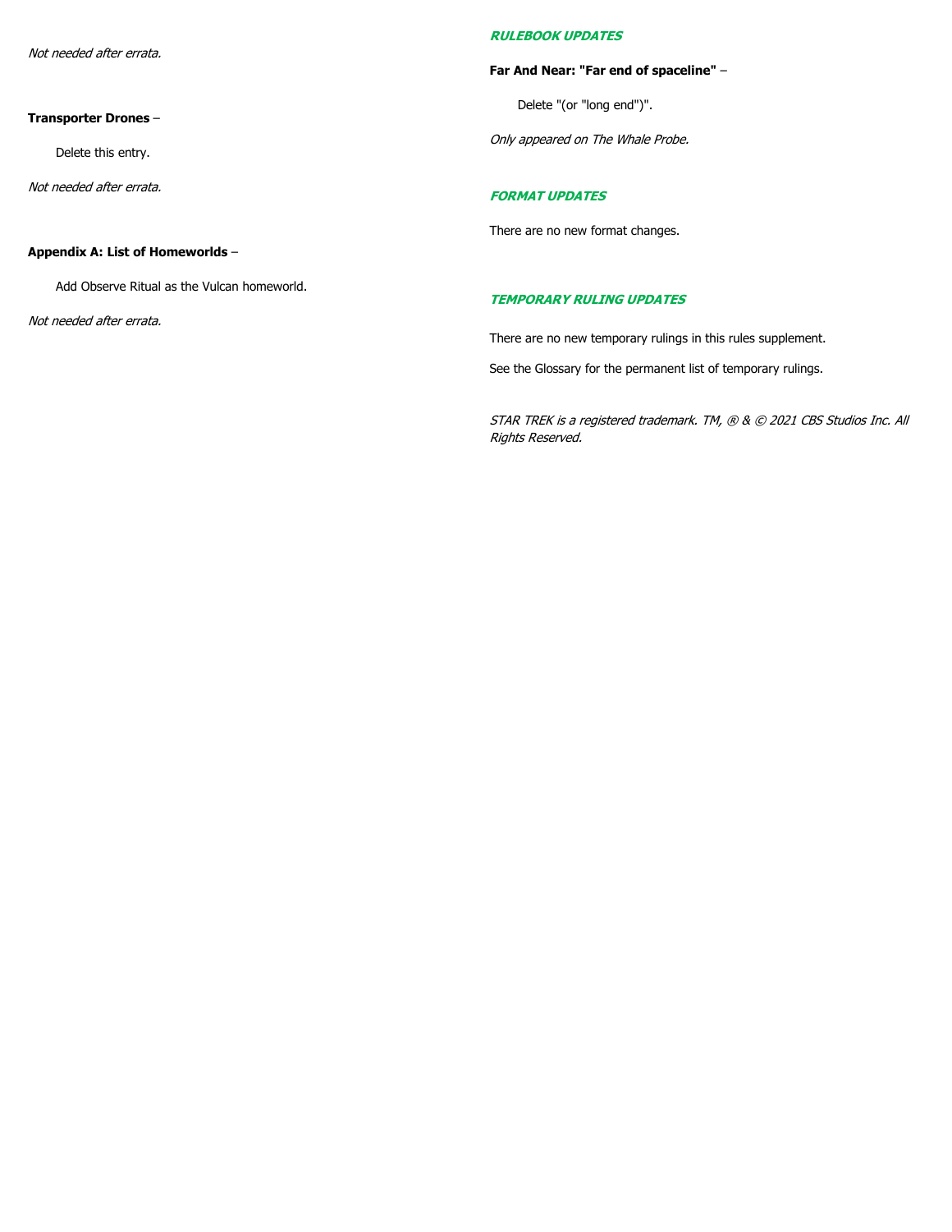*Not needed after errata.*

**Transporter Drones** –

Delete this entry.

*Not needed after errata.*

**Appendix A: List of Homeworlds** –

Add Observe Ritual as the Vulcan homeworld.

*Not needed after errata.*

## ***RULEBOOK UPDATES***

**Far And Near: "Far end of spaceline"** –

Delete "(or "long end")".

*Only appeared on The Whale Probe.*

## ***FORMAT UPDATES***

There are no new format changes.

## ***TEMPORARY RULING UPDATES***

There are no new temporary rulings in this rules supplement.

See the Glossary for the permanent list of temporary rulings.

*STAR TREK is a registered trademark. TM, ® & © 2021 CBS Studios Inc. All Rights Reserved.*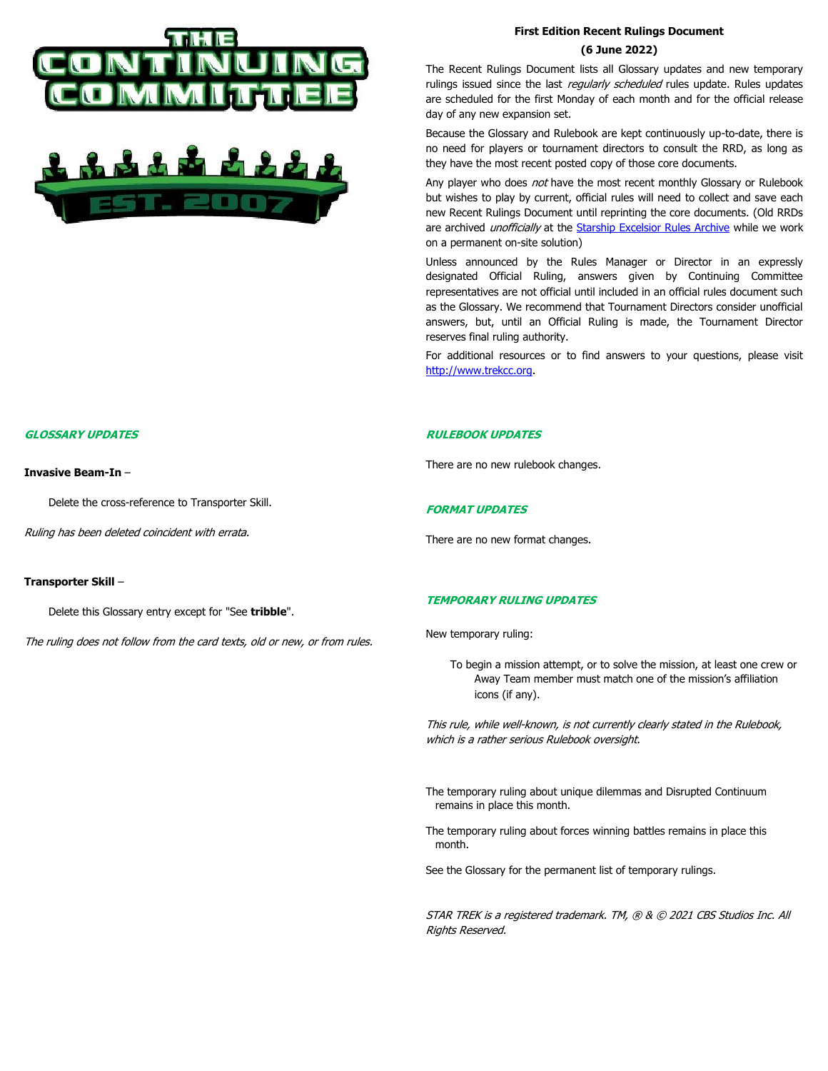**First Edition Recent Rulings Document**

**(6 June 2022)**

The Recent Rulings Document lists all Glossary updates and new temporary rulings issued since the last *regularly scheduled* rules update. Rules updates are scheduled for the first Monday of each month and for the official release day of any new expansion set.

Because the Glossary and Rulebook are kept continuously up-to-date, there is no need for players or tournament directors to consult the RRD, as long as they have the most recent posted copy of those core documents.

Any player who does *not* have the most recent monthly Glossary or Rulebook but wishes to play by current, official rules will need to collect and save each new Recent Rulings Document until reprinting the core documents. (Old RRDs are archived *unofficially* at the Starship Excelsior Rules Archive while we work on a permanent on-site solution)

Unless announced by the Rules Manager or Director in an expressly designated Official Ruling, answers given by Continuing Committee representatives are not official until included in an official rules document such as the Glossary. We recommend that Tournament Directors consider unofficial answers, but, until an Official Ruling is made, the Tournament Director reserves final ruling authority.

For additional resources or to find answers to your questions, please visit http://www.trekcc.org.

## GLOSSARY UPDATES

**Invasive Beam-In** –

Delete the cross-reference to Transporter Skill.

*Ruling has been deleted coincident with errata.*

**Transporter Skill** –

Delete this Glossary entry except for "See **tribble**".

*The ruling does not follow from the card texts, old or new, or from rules.*

## RULEBOOK UPDATES

There are no new rulebook changes.

## FORMAT UPDATES

There are no new format changes.

## TEMPORARY RULING UPDATES

New temporary ruling:

To begin a mission attempt, or to solve the mission, at least one crew or Away Team member must match one of the mission's affiliation icons (if any).

*This rule, while well-known, is not currently clearly stated in the Rulebook, which is a rather serious Rulebook oversight.*

The temporary ruling about unique dilemmas and Disrupted Continuum remains in place this month.

The temporary ruling about forces winning battles remains in place this month.

See the Glossary for the permanent list of temporary rulings.

*STAR TREK is a registered trademark. TM, ® & © 2021 CBS Studios Inc. All Rights Reserved.*